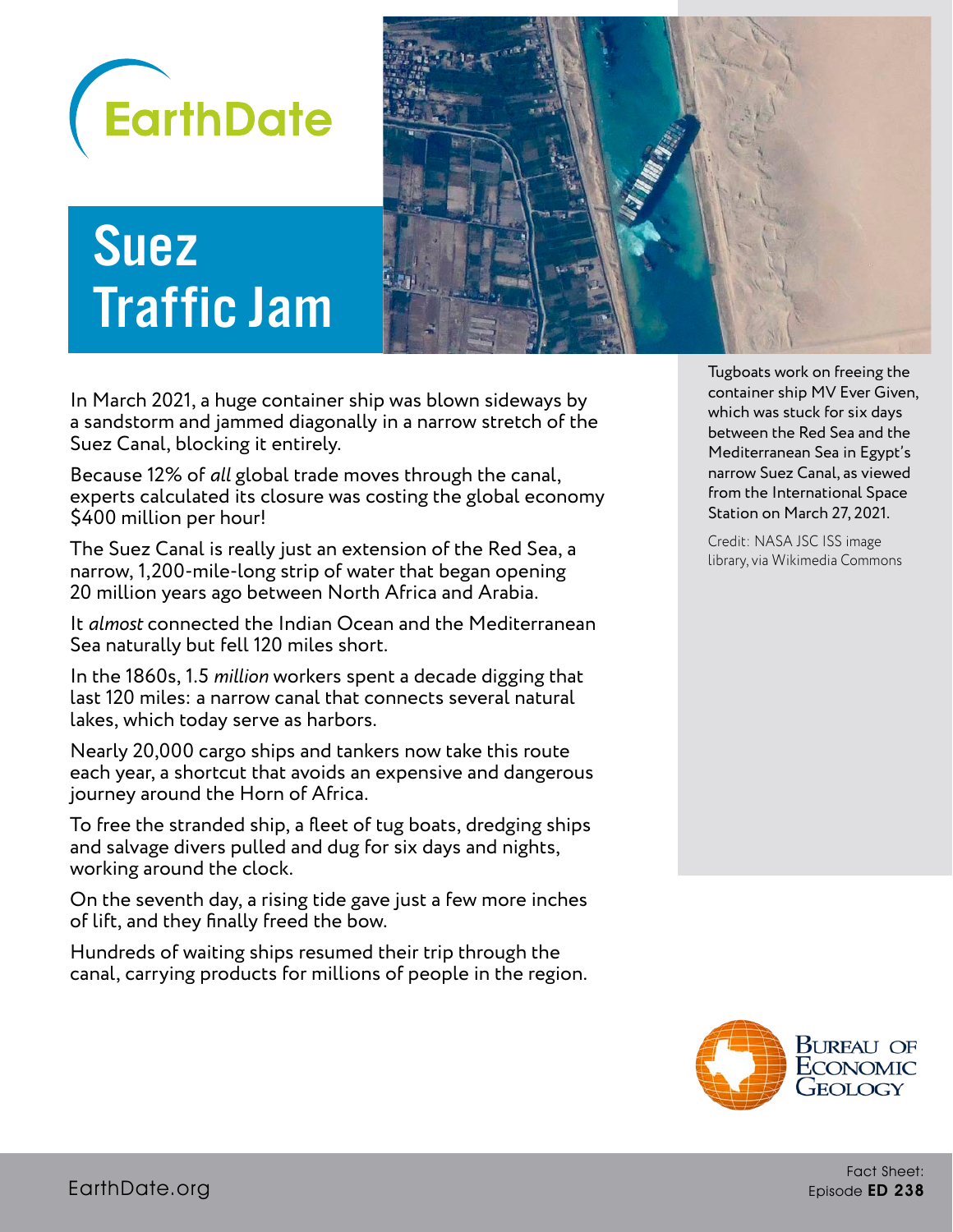EarthDate

# Suez Traffic Jam

In March 2021, a huge container ship was blown sideways by a sandstorm and jammed diagonally in a narrow stretch of the Suez Canal, blocking it entirely.

Because 12% of *all* global trade moves through the canal, experts calculated its closure was costing the global economy $400 million per hour!

The Suez Canal is really just an extension of the Red Sea, a narrow, 1,200-mile-long strip of water that began opening 20 million years ago between North Africa and Arabia.

It *almost* connected the Indian Ocean and the Mediterranean Sea naturally but fell 120 miles short.

In the 1860s, 1.5 *million* workers spent a decade digging that last 120 miles: a narrow canal that connects several natural lakes, which today serve as harbors.

Nearly 20,000 cargo ships and tankers now take this route each year, a shortcut that avoids an expensive and dangerous journey around the Horn of Africa.

To free the stranded ship, a fleet of tug boats, dredging ships and salvage divers pulled and dug for six days and nights, working around the clock.

On the seventh day, a rising tide gave just a few more inches of lift, and they finally freed the bow.

Hundreds of waiting ships resumed their trip through the canal, carrying products for millions of people in the region.

Tugboats work on freeing the container ship MV Ever Given, which was stuck for six days between the Red Sea and the Mediterranean Sea in Egypt's narrow Suez Canal, as viewed from the International Space Station on March 27, 2021.

Credit: NASA JSC ISS image library, via Wikimedia Commons

Bureau of Economic Geology

EarthDate.org

Fact Sheet: Episode **ED 238**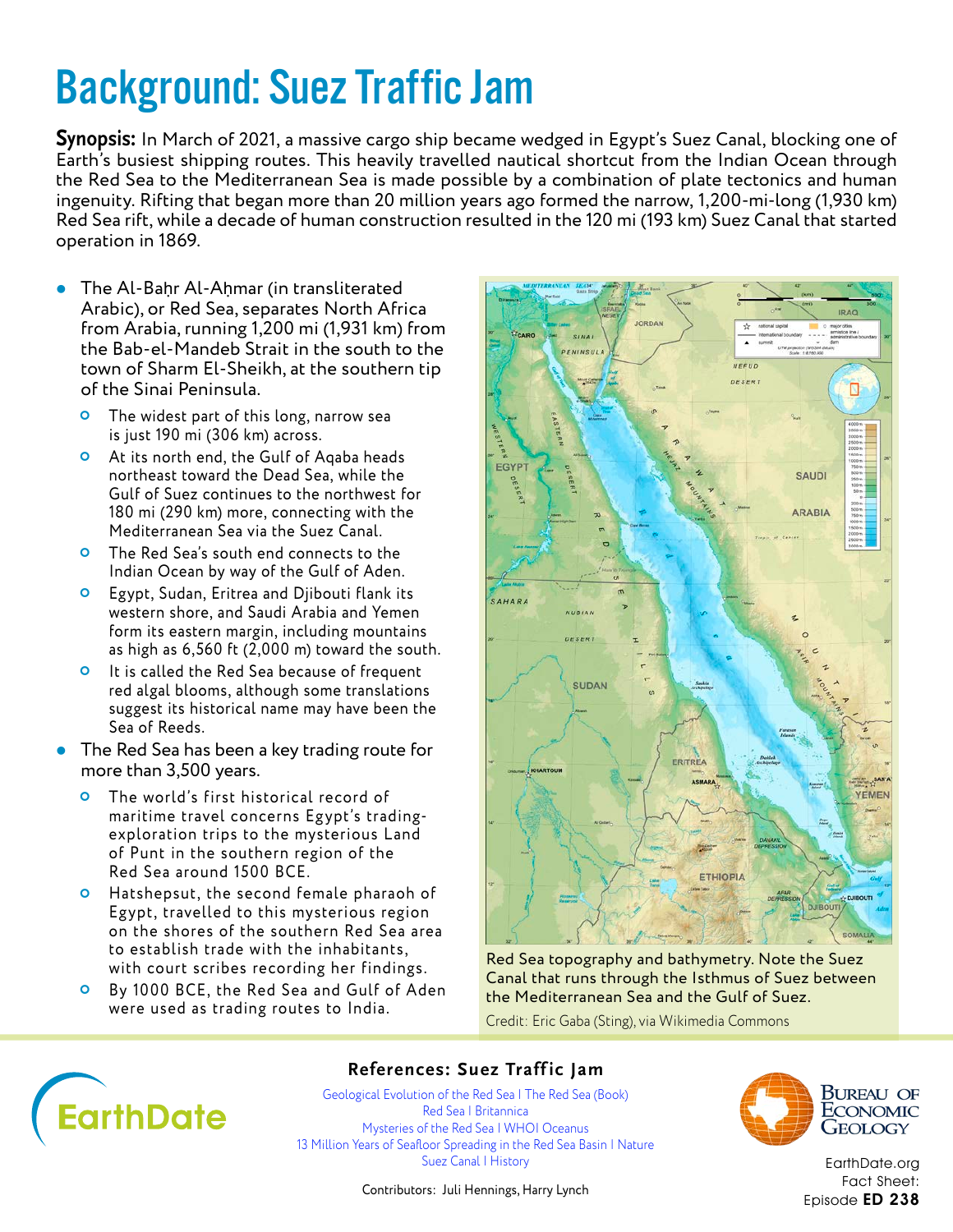# Background: Suez Traffic Jam

**Synopsis:** In March of 2021, a massive cargo ship became wedged in Egypt's Suez Canal, blocking one of Earth's busiest shipping routes. This heavily travelled nautical shortcut from the Indian Ocean through the Red Sea to the Mediterranean Sea is made possible by a combination of plate tectonics and human ingenuity. Rifting that began more than 20 million years ago formed the narrow, 1,200-mi-long (1,930 km) Red Sea rift, while a decade of human construction resulted in the 120 mi (193 km) Suez Canal that started operation in 1869.

- The Al-Baḥr Al-Aḥmar (in transliterated Arabic), or Red Sea, separates North Africa from Arabia, running 1,200 mi (1,931 km) from the Bab-el-Mandeb Strait in the south to the town of Sharm El-Sheikh, at the southern tip of the Sinai Peninsula.
  - The widest part of this long, narrow sea is just 190 mi (306 km) across.
  - At its north end, the Gulf of Aqaba heads northeast toward the Dead Sea, while the Gulf of Suez continues to the northwest for 180 mi (290 km) more, connecting with the Mediterranean Sea via the Suez Canal.
  - The Red Sea's south end connects to the Indian Ocean by way of the Gulf of Aden.
  - Egypt, Sudan, Eritrea and Djibouti flank its western shore, and Saudi Arabia and Yemen form its eastern margin, including mountains as high as 6,560 ft (2,000 m) toward the south.
  - It is called the Red Sea because of frequent red algal blooms, although some translations suggest its historical name may have been the Sea of Reeds.
- The Red Sea has been a key trading route for more than 3,500 years.
  - The world's first historical record of maritime travel concerns Egypt's trading-exploration trips to the mysterious Land of Punt in the southern region of the Red Sea around 1500 BCE.
  - Hatshepsut, the second female pharaoh of Egypt, travelled to this mysterious region on the shores of the southern Red Sea area to establish trade with the inhabitants, with court scribes recording her findings.
  - By 1000 BCE, the Red Sea and Gulf of Aden were used as trading routes to India.

Red Sea topography and bathymetry. Note the Suez Canal that runs through the Isthmus of Suez between the Mediterranean Sea and the Gulf of Suez.

Credit: Eric Gaba (Sting), via Wikimedia Commons

## References: Suez Traffic Jam

Geological Evolution of the Red Sea | The Red Sea (Book)
Red Sea | Britannica
Mysteries of the Red Sea | WHOI Oceanus
13 Million Years of Seafloor Spreading in the Red Sea Basin | Nature
Suez Canal | History

Contributors: Juli Hennings, Harry Lynch

EarthDate.org
Fact Sheet:
Episode **ED 238**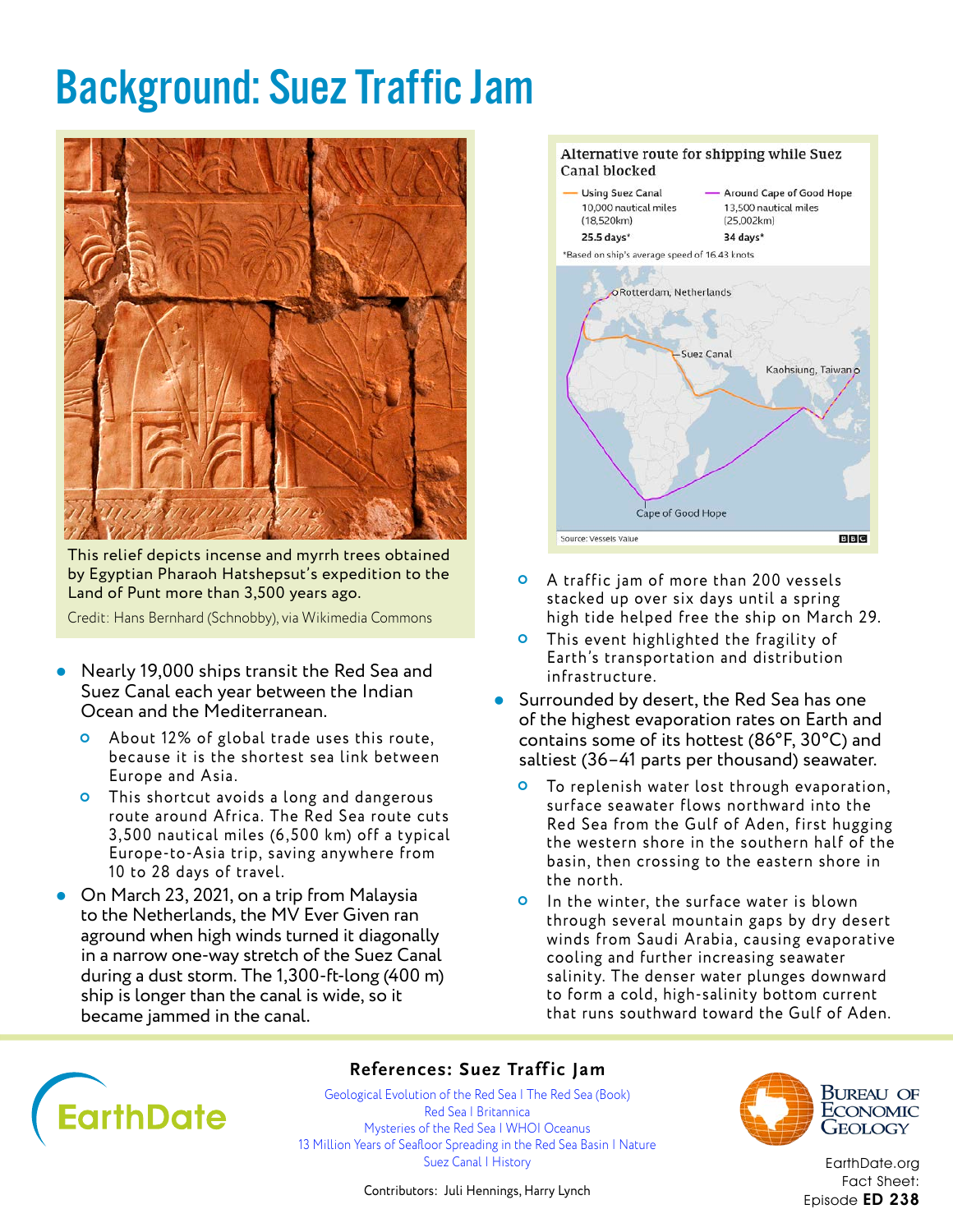# Background: Suez Traffic Jam

This relief depicts incense and myrrh trees obtained by Egyptian Pharaoh Hatshepsut's expedition to the Land of Punt more than 3,500 years ago.

Credit: Hans Bernhard (Schnobby), via Wikimedia Commons

- Nearly 19,000 ships transit the Red Sea and Suez Canal each year between the Indian Ocean and the Mediterranean.
  - About 12% of global trade uses this route, because it is the shortest sea link between Europe and Asia.
  - This shortcut avoids a long and dangerous route around Africa. The Red Sea route cuts 3,500 nautical miles (6,500 km) off a typical Europe-to-Asia trip, saving anywhere from 10 to 28 days of travel.
- On March 23, 2021, on a trip from Malaysia to the Netherlands, the MV Ever Given ran aground when high winds turned it diagonally in a narrow one-way stretch of the Suez Canal during a dust storm. The 1,300-ft-long (400 m) ship is longer than the canal is wide, so it became jammed in the canal.

**Alternative route for shipping while Suez Canal blocked**

| Using Suez Canal | Around Cape of Good Hope |
|---|---|
| 10,000 nautical miles (18,520km) | 13,500 nautical miles (25,002km) |
| 25.5 days* | 34 days* |

*Based on ship's average speed of 16.43 knots

Rotterdam, Netherlands; Suez Canal; Kaohsiung, Taiwan; Cape of Good Hope

Source: Vessels Value — BBC

  - A traffic jam of more than 200 vessels stacked up over six days until a spring high tide helped free the ship on March 29.
  - This event highlighted the fragility of Earth's transportation and distribution infrastructure.
- Surrounded by desert, the Red Sea has one of the highest evaporation rates on Earth and contains some of its hottest (86°F, 30°C) and saltiest (36–41 parts per thousand) seawater.
  - To replenish water lost through evaporation, surface seawater flows northward into the Red Sea from the Gulf of Aden, first hugging the western shore in the southern half of the basin, then crossing to the eastern shore in the north.
  - In the winter, the surface water is blown through several mountain gaps by dry desert winds from Saudi Arabia, causing evaporative cooling and further increasing seawater salinity. The denser water plunges downward to form a cold, high-salinity bottom current that runs southward toward the Gulf of Aden.

## References: Suez Traffic Jam

Geological Evolution of the Red Sea | The Red Sea (Book)
Red Sea | Britannica
Mysteries of the Red Sea | WHOI Oceanus
13 Million Years of Seafloor Spreading in the Red Sea Basin | Nature
Suez Canal | History

Contributors: Juli Hennings, Harry Lynch

EarthDate — Bureau of Economic Geology

EarthDate.org Fact Sheet: Episode **ED 238**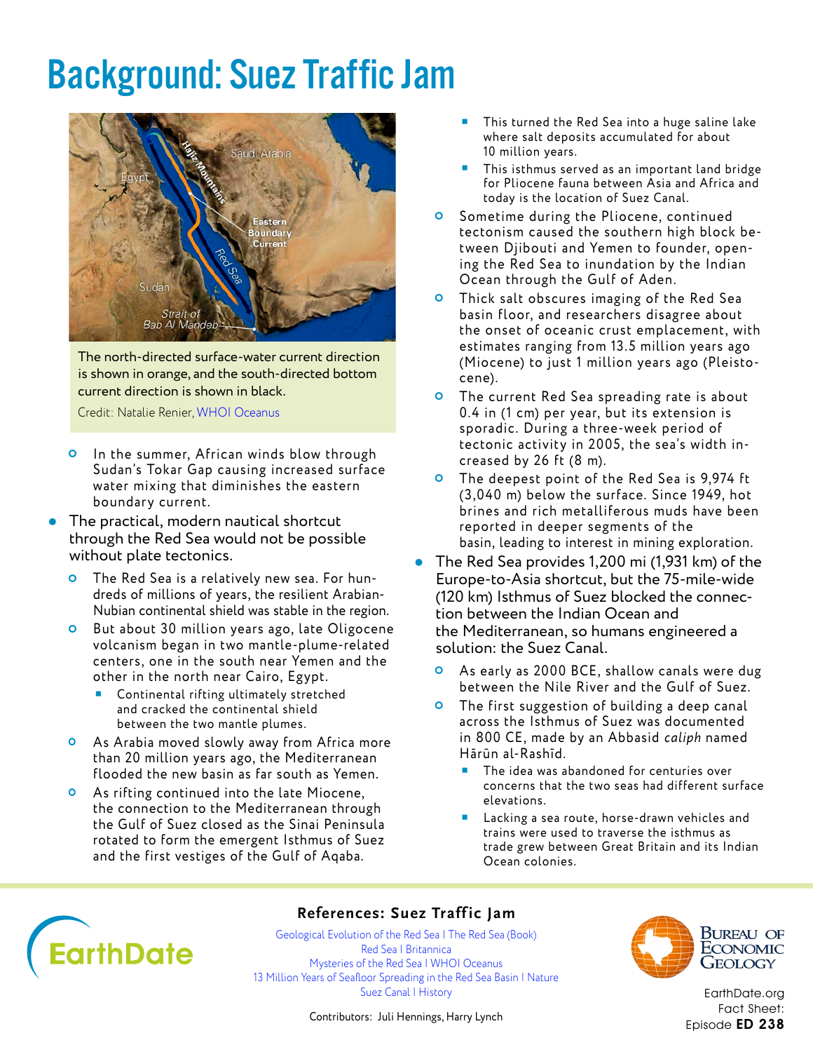# Background: Suez Traffic Jam

The north-directed surface-water current direction is shown in orange, and the south-directed bottom current direction is shown in black.

Credit: Natalie Renier, WHOI Oceanus

- In the summer, African winds blow through Sudan's Tokar Gap causing increased surface water mixing that diminishes the eastern boundary current.
- The practical, modern nautical shortcut through the Red Sea would not be possible without plate tectonics.
  - The Red Sea is a relatively new sea. For hundreds of millions of years, the resilient Arabian-Nubian continental shield was stable in the region.
  - But about 30 million years ago, late Oligocene volcanism began in two mantle-plume-related centers, one in the south near Yemen and the other in the north near Cairo, Egypt.
    - Continental rifting ultimately stretched and cracked the continental shield between the two mantle plumes.
  - As Arabia moved slowly away from Africa more than 20 million years ago, the Mediterranean flooded the new basin as far south as Yemen.
  - As rifting continued into the late Miocene, the connection to the Mediterranean through the Gulf of Suez closed as the Sinai Peninsula rotated to form the emergent Isthmus of Suez and the first vestiges of the Gulf of Aqaba.
    - This turned the Red Sea into a huge saline lake where salt deposits accumulated for about 10 million years.
    - This isthmus served as an important land bridge for Pliocene fauna between Asia and Africa and today is the location of Suez Canal.
  - Sometime during the Pliocene, continued tectonism caused the southern high block between Djibouti and Yemen to founder, opening the Red Sea to inundation by the Indian Ocean through the Gulf of Aden.
  - Thick salt obscures imaging of the Red Sea basin floor, and researchers disagree about the onset of oceanic crust emplacement, with estimates ranging from 13.5 million years ago (Miocene) to just 1 million years ago (Pleistocene).
  - The current Red Sea spreading rate is about 0.4 in (1 cm) per year, but its extension is sporadic. During a three-week period of tectonic activity in 2005, the sea's width increased by 26 ft (8 m).
  - The deepest point of the Red Sea is 9,974 ft (3,040 m) below the surface. Since 1949, hot brines and rich metalliferous muds have been reported in deeper segments of the basin, leading to interest in mining exploration.
- The Red Sea provides 1,200 mi (1,931 km) of the Europe-to-Asia shortcut, but the 75-mile-wide (120 km) Isthmus of Suez blocked the connection between the Indian Ocean and the Mediterranean, so humans engineered a solution: the Suez Canal.
  - As early as 2000 BCE, shallow canals were dug between the Nile River and the Gulf of Suez.
  - The first suggestion of building a deep canal across the Isthmus of Suez was documented in 800 CE, made by an Abbasid *caliph* named Hārūn al-Rashīd.
    - The idea was abandoned for centuries over concerns that the two seas had different surface elevations.
    - Lacking a sea route, horse-drawn vehicles and trains were used to traverse the isthmus as trade grew between Great Britain and its Indian Ocean colonies.

## References: Suez Traffic Jam

Geological Evolution of the Red Sea | The Red Sea (Book)
Red Sea | Britannica
Mysteries of the Red Sea | WHOI Oceanus
13 Million Years of Seafloor Spreading in the Red Sea Basin | Nature
Suez Canal | History

Contributors: Juli Hennings, Harry Lynch

EarthDate.org
Fact Sheet:
Episode **ED 238**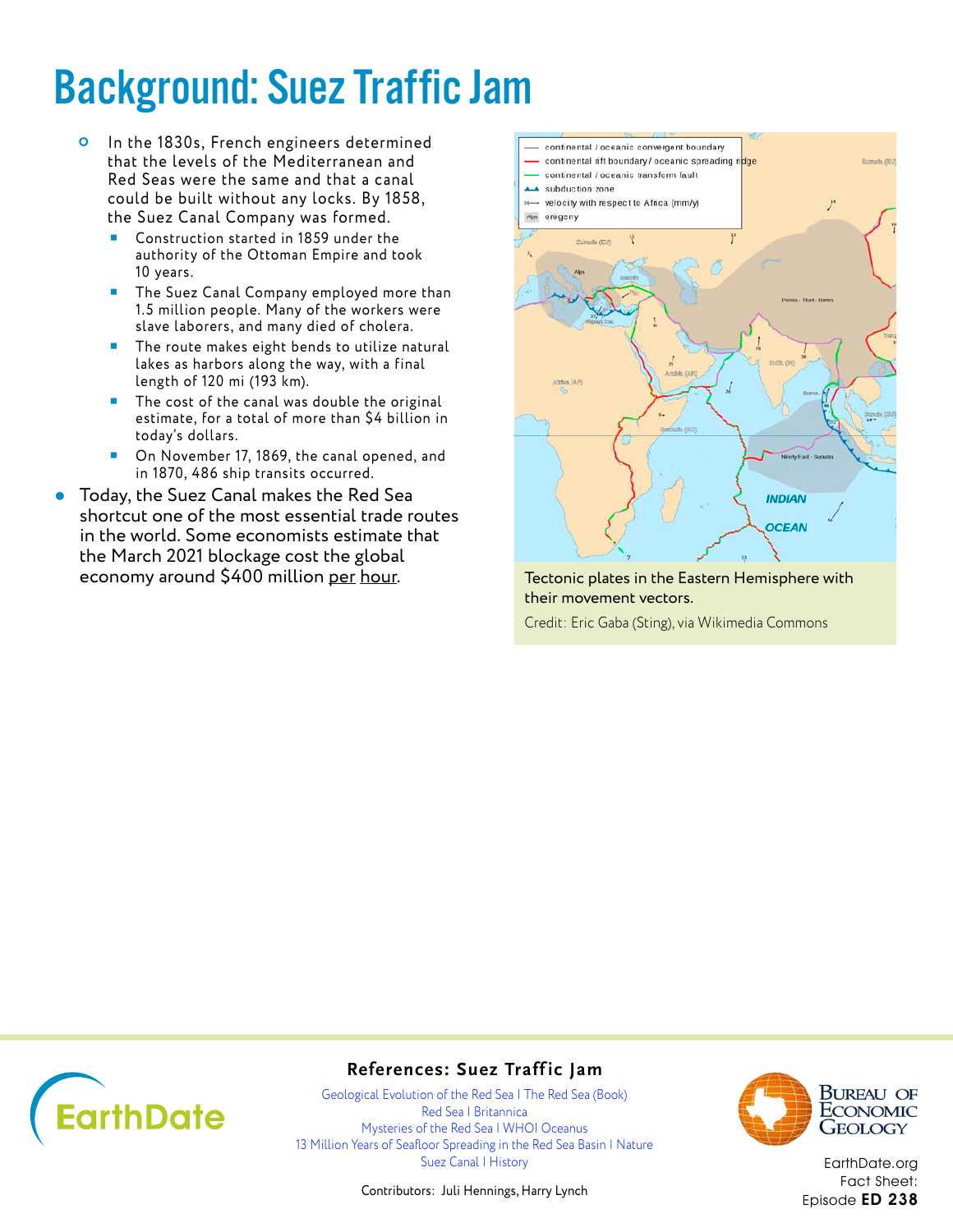# Background: Suez Traffic Jam

- In the 1830s, French engineers determined that the levels of the Mediterranean and Red Seas were the same and that a canal could be built without any locks. By 1858, the Suez Canal Company was formed.
  - Construction started in 1859 under the authority of the Ottoman Empire and took 10 years.
  - The Suez Canal Company employed more than 1.5 million people. Many of the workers were slave laborers, and many died of cholera.
  - The route makes eight bends to utilize natural lakes as harbors along the way, with a final length of 120 mi (193 km).
  - The cost of the canal was double the original estimate, for a total of more than $4 billion in today's dollars.
  - On November 17, 1869, the canal opened, and in 1870, 486 ship transits occurred.
- Today, the Suez Canal makes the Red Sea shortcut one of the most essential trade routes in the world. Some economists estimate that the March 2021 blockage cost the global economy around $400 million per hour.

continental / oceanic convergent boundary
continental rift boundary / oceanic spreading ridge
continental / oceanic transform fault
subduction zone
velocity with respect to Africa (mm/y)
orogeny

INDIAN OCEAN

Tectonic plates in the Eastern Hemisphere with their movement vectors.

Credit: Eric Gaba (Sting), via Wikimedia Commons

## References: Suez Traffic Jam

Geological Evolution of the Red Sea | The Red Sea (Book)
Red Sea | Britannica
Mysteries of the Red Sea | WHOI Oceanus
13 Million Years of Seafloor Spreading in the Red Sea Basin | Nature
Suez Canal | History

Contributors: Juli Hennings, Harry Lynch

EarthDate

Bureau of Economic Geology

EarthDate.org Fact Sheet: Episode **ED 238**